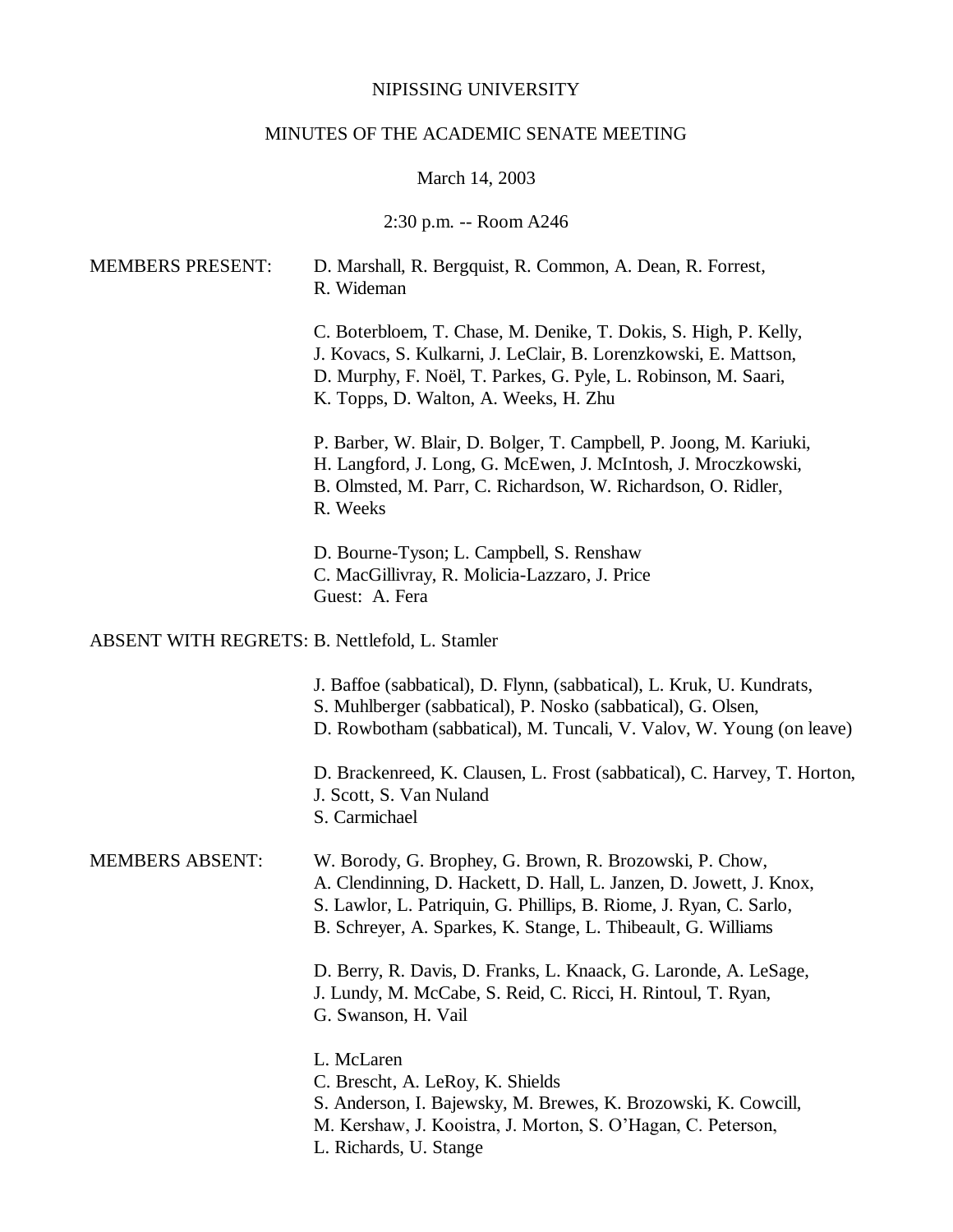NIPISSING UNIVERSITY

MINUTES OF THE ACADEMIC SENATE MEETING

March 14, 2003

2:30 p.m. -- Room A246

MEMBERS PRESENT:

D. Marshall, R. Bergquist, R. Common, A. Dean, R. Forrest, R. Wideman

C. Boterbloem, T. Chase, M. Denike, T. Dokis, S. High, P. Kelly, J. Kovacs, S. Kulkarni, J. LeClair, B. Lorenzkowski, E. Mattson, D. Murphy, F. Noël, T. Parkes, G. Pyle, L. Robinson, M. Saari, K. Topps, D. Walton, A. Weeks, H. Zhu

P. Barber, W. Blair, D. Bolger, T. Campbell, P. Joong, M. Kariuki, H. Langford, J. Long, G. McEwen, J. McIntosh, J. Mroczkowski, B. Olmsted, M. Parr, C. Richardson, W. Richardson, O. Ridler, R. Weeks

D. Bourne-Tyson; L. Campbell, S. Renshaw
C. MacGillivray, R. Molicia-Lazzaro, J. Price
Guest: A. Fera

ABSENT WITH REGRETS: B. Nettlefold, L. Stamler

J. Baffoe (sabbatical), D. Flynn, (sabbatical), L. Kruk, U. Kundrats, S. Muhlberger (sabbatical), P. Nosko (sabbatical), G. Olsen, D. Rowbotham (sabbatical), M. Tuncali, V. Valov, W. Young (on leave)

D. Brackenreed, K. Clausen, L. Frost (sabbatical), C. Harvey, T. Horton, J. Scott, S. Van Nuland
S. Carmichael

MEMBERS ABSENT:

W. Borody, G. Brophey, G. Brown, R. Brozowski, P. Chow, A. Clendinning, D. Hackett, D. Hall, L. Janzen, D. Jowett, J. Knox, S. Lawlor, L. Patriquin, G. Phillips, B. Riome, J. Ryan, C. Sarlo, B. Schreyer, A. Sparkes, K. Stange, L. Thibeault, G. Williams

D. Berry, R. Davis, D. Franks, L. Knaack, G. Laronde, A. LeSage, J. Lundy, M. McCabe, S. Reid, C. Ricci, H. Rintoul, T. Ryan, G. Swanson, H. Vail

L. McLaren
C. Brescht, A. LeRoy, K. Shields
S. Anderson, I. Bajewsky, M. Brewes, K. Brozowski, K. Cowcill, M. Kershaw, J. Kooistra, J. Morton, S. O'Hagan, C. Peterson, L. Richards, U. Stange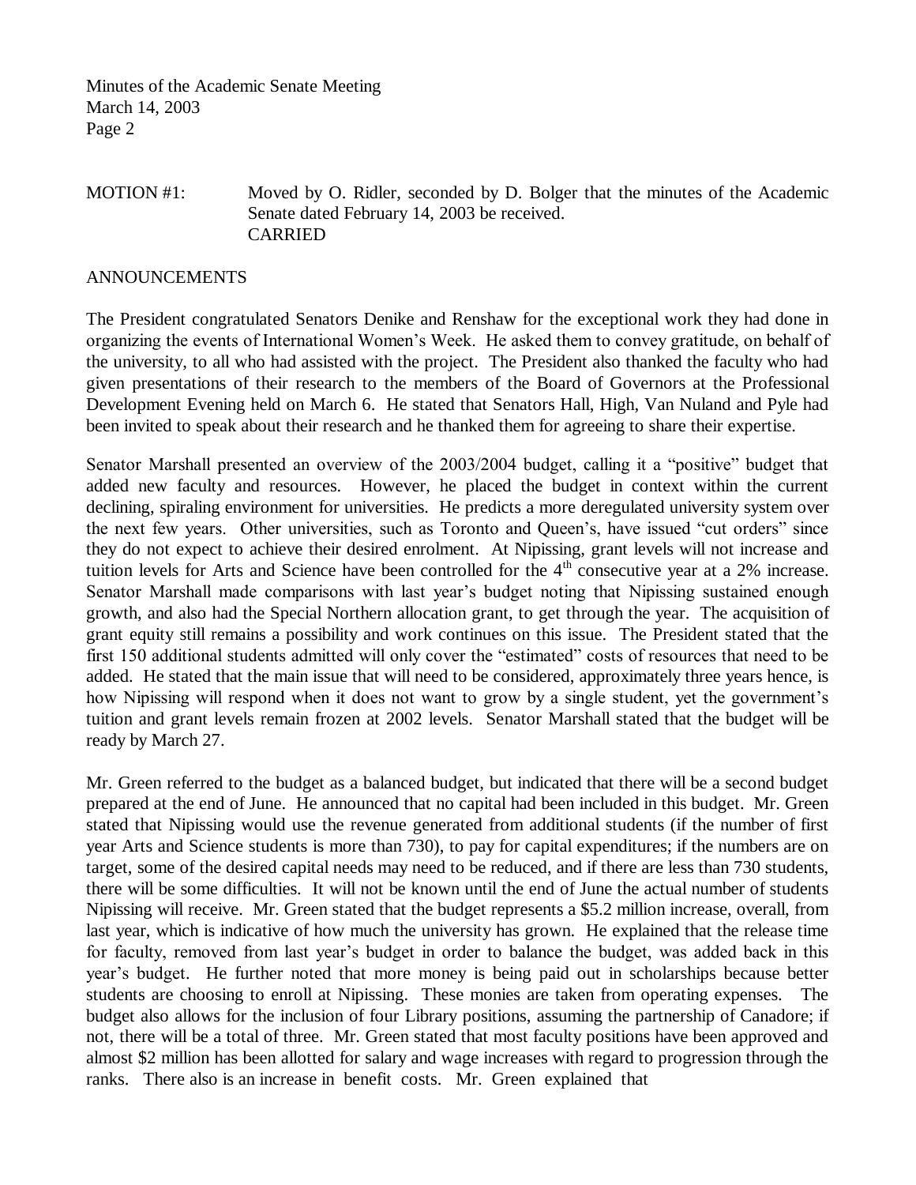MOTION #1: Moved by O. Ridler, seconded by D. Bolger that the minutes of the Academic Senate dated February 14, 2003 be received.
CARRIED

ANNOUNCEMENTS

The President congratulated Senators Denike and Renshaw for the exceptional work they had done in organizing the events of International Women's Week. He asked them to convey gratitude, on behalf of the university, to all who had assisted with the project. The President also thanked the faculty who had given presentations of their research to the members of the Board of Governors at the Professional Development Evening held on March 6. He stated that Senators Hall, High, Van Nuland and Pyle had been invited to speak about their research and he thanked them for agreeing to share their expertise.

Senator Marshall presented an overview of the 2003/2004 budget, calling it a "positive" budget that added new faculty and resources. However, he placed the budget in context within the current declining, spiraling environment for universities. He predicts a more deregulated university system over the next few years. Other universities, such as Toronto and Queen's, have issued "cut orders" since they do not expect to achieve their desired enrolment. At Nipissing, grant levels will not increase and tuition levels for Arts and Science have been controlled for the 4th consecutive year at a 2% increase. Senator Marshall made comparisons with last year's budget noting that Nipissing sustained enough growth, and also had the Special Northern allocation grant, to get through the year. The acquisition of grant equity still remains a possibility and work continues on this issue. The President stated that the first 150 additional students admitted will only cover the "estimated" costs of resources that need to be added. He stated that the main issue that will need to be considered, approximately three years hence, is how Nipissing will respond when it does not want to grow by a single student, yet the government's tuition and grant levels remain frozen at 2002 levels. Senator Marshall stated that the budget will be ready by March 27.

Mr. Green referred to the budget as a balanced budget, but indicated that there will be a second budget prepared at the end of June. He announced that no capital had been included in this budget. Mr. Green stated that Nipissing would use the revenue generated from additional students (if the number of first year Arts and Science students is more than 730), to pay for capital expenditures; if the numbers are on target, some of the desired capital needs may need to be reduced, and if there are less than 730 students, there will be some difficulties. It will not be known until the end of June the actual number of students Nipissing will receive. Mr. Green stated that the budget represents a $5.2 million increase, overall, from last year, which is indicative of how much the university has grown. He explained that the release time for faculty, removed from last year's budget in order to balance the budget, was added back in this year's budget. He further noted that more money is being paid out in scholarships because better students are choosing to enroll at Nipissing. These monies are taken from operating expenses. The budget also allows for the inclusion of four Library positions, assuming the partnership of Canadore; if not, there will be a total of three. Mr. Green stated that most faculty positions have been approved and almost $2 million has been allotted for salary and wage increases with regard to progression through the ranks. There also is an increase in benefit costs. Mr. Green explained that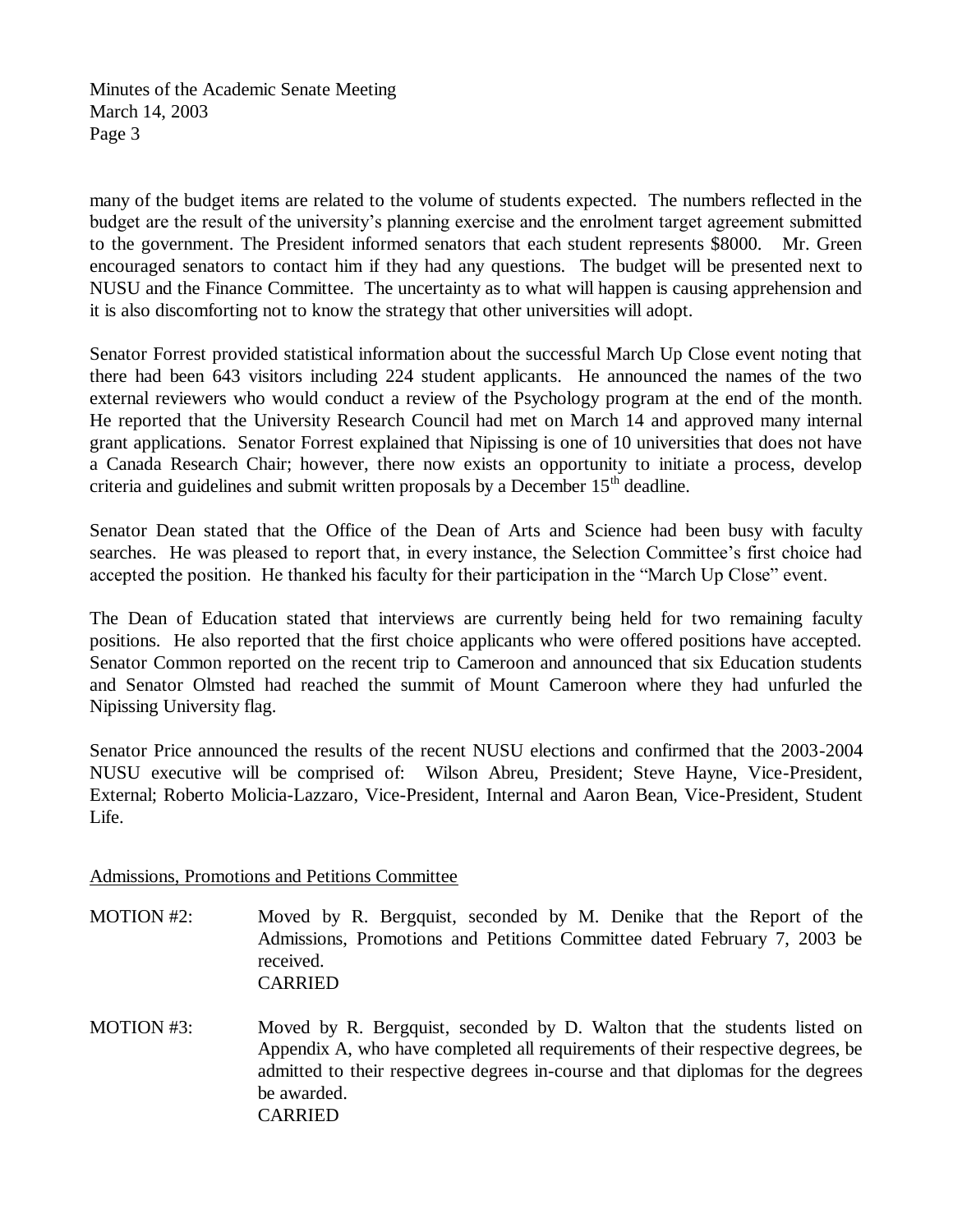many of the budget items are related to the volume of students expected. The numbers reflected in the budget are the result of the university's planning exercise and the enrolment target agreement submitted to the government. The President informed senators that each student represents \$8000. Mr. Green encouraged senators to contact him if they had any questions. The budget will be presented next to NUSU and the Finance Committee. The uncertainty as to what will happen is causing apprehension and it is also discomforting not to know the strategy that other universities will adopt.

Senator Forrest provided statistical information about the successful March Up Close event noting that there had been 643 visitors including 224 student applicants. He announced the names of the two external reviewers who would conduct a review of the Psychology program at the end of the month. He reported that the University Research Council had met on March 14 and approved many internal grant applications. Senator Forrest explained that Nipissing is one of 10 universities that does not have a Canada Research Chair; however, there now exists an opportunity to initiate a process, develop criteria and guidelines and submit written proposals by a December 15th deadline.

Senator Dean stated that the Office of the Dean of Arts and Science had been busy with faculty searches. He was pleased to report that, in every instance, the Selection Committee's first choice had accepted the position. He thanked his faculty for their participation in the "March Up Close" event.

The Dean of Education stated that interviews are currently being held for two remaining faculty positions. He also reported that the first choice applicants who were offered positions have accepted. Senator Common reported on the recent trip to Cameroon and announced that six Education students and Senator Olmsted had reached the summit of Mount Cameroon where they had unfurled the Nipissing University flag.

Senator Price announced the results of the recent NUSU elections and confirmed that the 2003-2004 NUSU executive will be comprised of: Wilson Abreu, President; Steve Hayne, Vice-President, External; Roberto Molicia-Lazzaro, Vice-President, Internal and Aaron Bean, Vice-President, Student Life.

<u>Admissions, Promotions and Petitions Committee</u>

MOTION #2: Moved by R. Bergquist, seconded by M. Denike that the Report of the Admissions, Promotions and Petitions Committee dated February 7, 2003 be received.
CARRIED

MOTION #3: Moved by R. Bergquist, seconded by D. Walton that the students listed on Appendix A, who have completed all requirements of their respective degrees, be admitted to their respective degrees in-course and that diplomas for the degrees be awarded.
CARRIED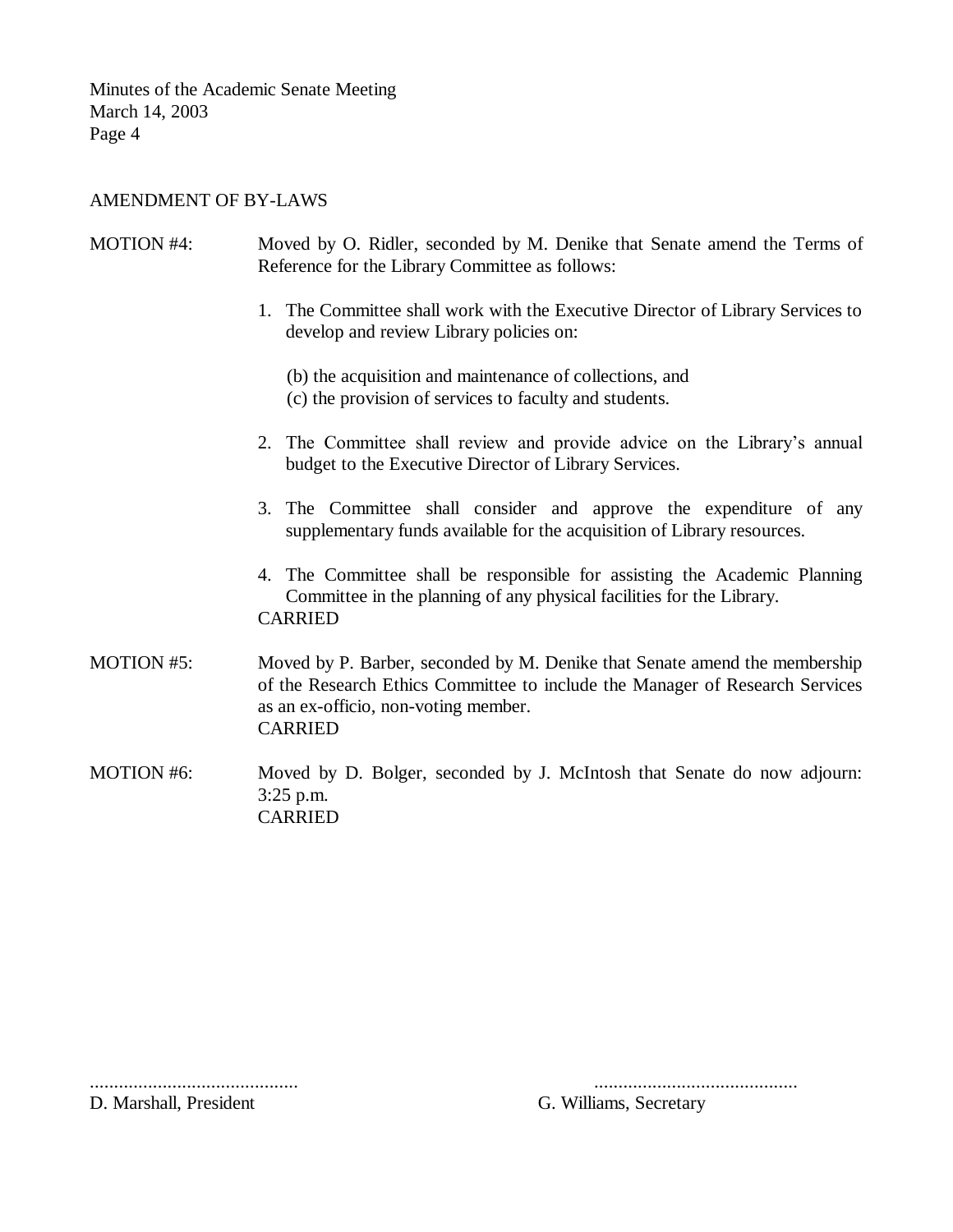AMENDMENT OF BY-LAWS

MOTION #4: Moved by O. Ridler, seconded by M. Denike that Senate amend the Terms of Reference for the Library Committee as follows:

1. The Committee shall work with the Executive Director of Library Services to develop and review Library policies on:

   (b) the acquisition and maintenance of collections, and
   (c) the provision of services to faculty and students.

2. The Committee shall review and provide advice on the Library's annual budget to the Executive Director of Library Services.

3. The Committee shall consider and approve the expenditure of any supplementary funds available for the acquisition of Library resources.

4. The Committee shall be responsible for assisting the Academic Planning Committee in the planning of any physical facilities for the Library.

CARRIED

MOTION #5: Moved by P. Barber, seconded by M. Denike that Senate amend the membership of the Research Ethics Committee to include the Manager of Research Services as an ex-officio, non-voting member.
CARRIED

MOTION #6: Moved by D. Bolger, seconded by J. McIntosh that Senate do now adjourn: 3:25 p.m.
CARRIED

..........................................
D. Marshall, President

..........................................
G. Williams, Secretary